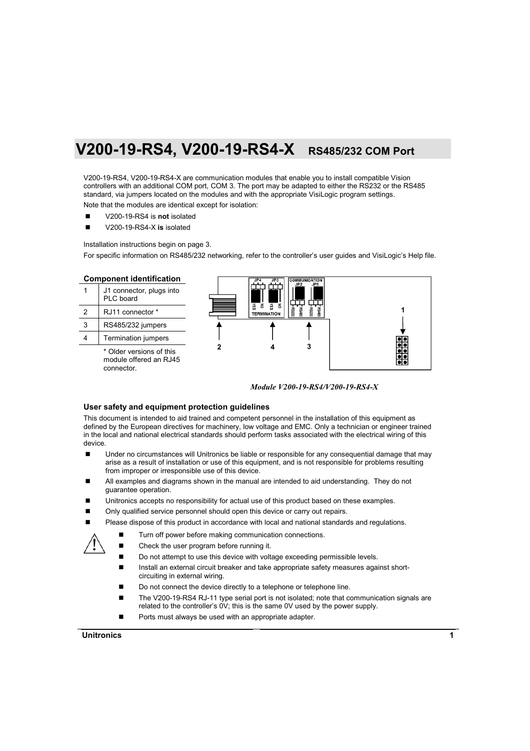# V200-19-RS4, V200-19-RS4-X RS485/232 COM Port

V200-19-RS4, V200-19-RS4-X are communication modules that enable you to install compatible Vision controllers with an additional COM port, COM 3. The port may be adapted to either the RS232 or the RS485 standard, via jumpers located on the modules and with the appropriate VisiLogic program settings.

Note that the modules are identical except for isolation:

- V200-19-RS4 is **not** isolated
- V200-19-RS4-X **is** isolated

Installation instructions begin on page 3.

For specific information on RS485/232 networking, refer to the controller's user guides and VisiLogic's Help file.

### Component identification

| | |
|---|---|
| 1 | J1 connector, plugs into PLC board |
| 2 | RJ11 connector * |
| 3 | RS485/232 jumpers |
| 4 | Termination jumpers |

\* Older versions of this module offered an RJ45 connector.

*Module V200-19-RS4/V200-19-RS4-X*

### User safety and equipment protection guidelines

This document is intended to aid trained and competent personnel in the installation of this equipment as defined by the European directives for machinery, low voltage and EMC. Only a technician or engineer trained in the local and national electrical standards should perform tasks associated with the electrical wiring of this device.

- Under no circumstances will Unitronics be liable or responsible for any consequential damage that may arise as a result of installation or use of this equipment, and is not responsible for problems resulting from improper or irresponsible use of this device.
- All examples and diagrams shown in the manual are intended to aid understanding. They do not guarantee operation.
- Unitronics accepts no responsibility for actual use of this product based on these examples.
- Only qualified service personnel should open this device or carry out repairs.
- Please dispose of this product in accordance with local and national standards and regulations.

- Turn off power before making communication connections.
- Check the user program before running it.
- Do not attempt to use this device with voltage exceeding permissible levels.
- Install an external circuit breaker and take appropriate safety measures against short-circuiting in external wiring.
- Do not connect the device directly to a telephone or telephone line.
- The V200-19-RS4 RJ-11 type serial port is not isolated; note that communication signals are related to the controller's 0V; this is the same 0V used by the power supply.
- Ports must always be used with an appropriate adapter.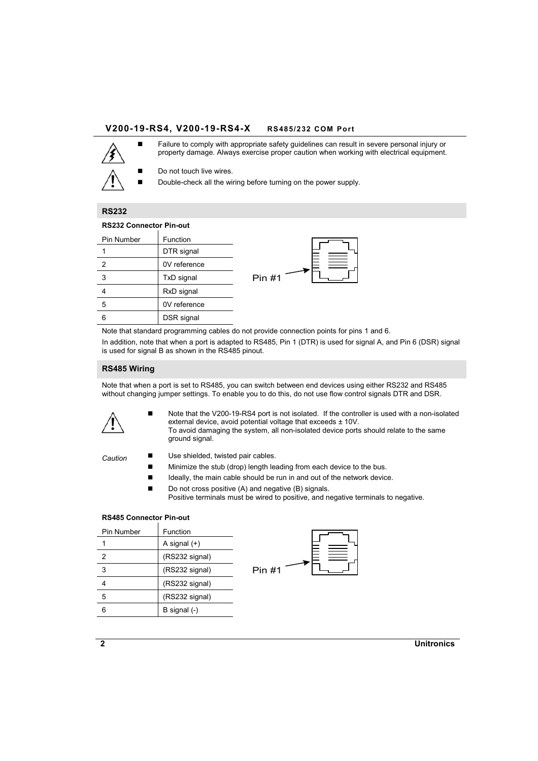- Failure to comply with appropriate safety guidelines can result in severe personal injury or property damage. Always exercise proper caution when working with electrical equipment.
- Do not touch live wires.
- Double-check all the wiring before turning on the power supply.

## RS232

### RS232 Connector Pin-out

| Pin Number | Function |
|---|---|
| 1 | DTR signal |
| 2 | 0V reference |
| 3 | TxD signal |
| 4 | RxD signal |
| 5 | 0V reference |
| 6 | DSR signal |

Pin #1

Note that standard programming cables do not provide connection points for pins 1 and 6.

In addition, note that when a port is adapted to RS485, Pin 1 (DTR) is used for signal A, and Pin 6 (DSR) signal is used for signal B as shown in the RS485 pinout.

## RS485 Wiring

Note that when a port is set to RS485, you can switch between end devices using either RS232 and RS485 without changing jumper settings. To enable you to do this, do not use flow control signals DTR and DSR.

- Note that the V200-19-RS4 port is not isolated. If the controller is used with a non-isolated external device, avoid potential voltage that exceeds ± 10V.
  To avoid damaging the system, all non-isolated device ports should relate to the same ground signal.

*Caution*

- Use shielded, twisted pair cables.
- Minimize the stub (drop) length leading from each device to the bus.
- Ideally, the main cable should be run in and out of the network device.
- Do not cross positive (A) and negative (B) signals.
  Positive terminals must be wired to positive, and negative terminals to negative.

### RS485 Connector Pin-out

| Pin Number | Function |
|---|---|
| 1 | A signal (+) |
| 2 | (RS232 signal) |
| 3 | (RS232 signal) |
| 4 | (RS232 signal) |
| 5 | (RS232 signal) |
| 6 | B signal (-) |

Pin #1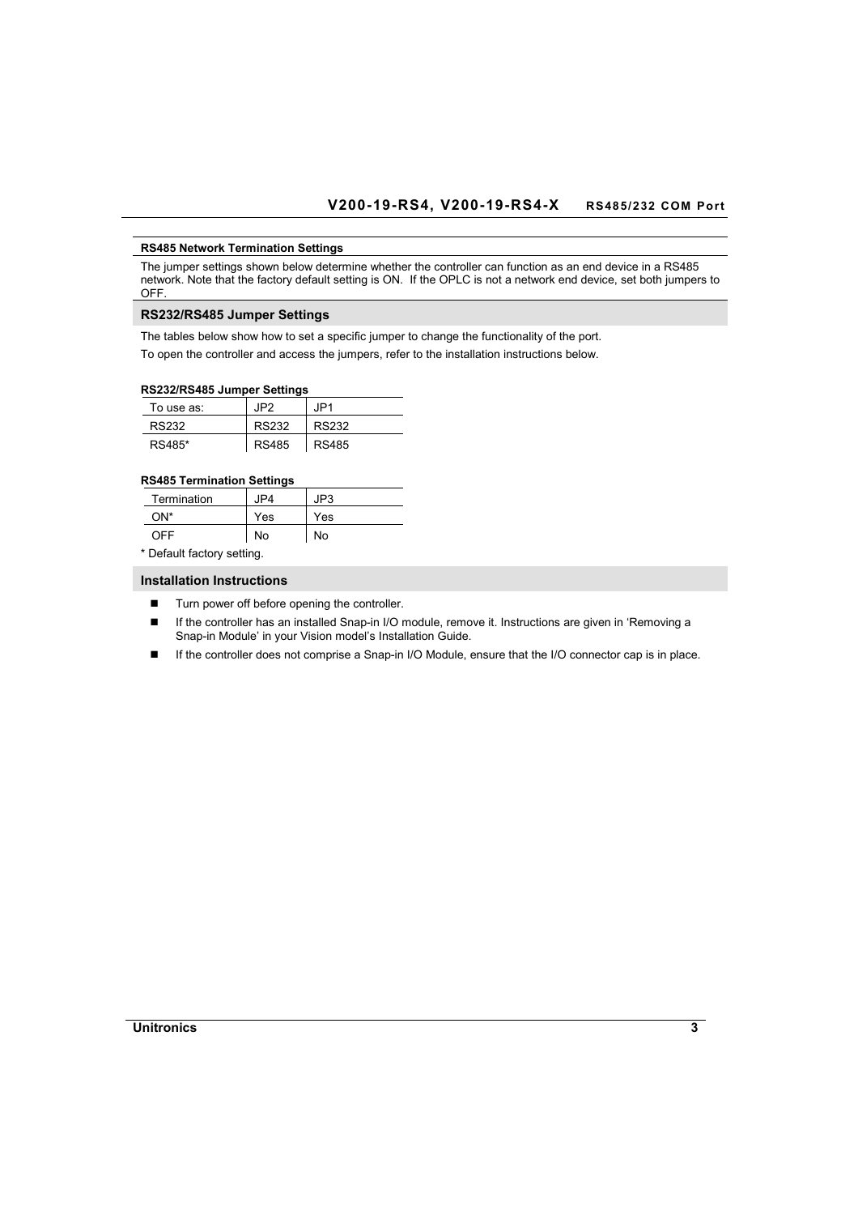**RS485 Network Termination Settings**

The jumper settings shown below determine whether the controller can function as an end device in a RS485 network. Note that the factory default setting is ON. If the OPLC is not a network end device, set both jumpers to OFF.

## RS232/RS485 Jumper Settings

The tables below show how to set a specific jumper to change the functionality of the port.

To open the controller and access the jumpers, refer to the installation instructions below.

**RS232/RS485 Jumper Settings**

| To use as: | JP2 | JP1 |
|---|---|---|
| RS232 | RS232 | RS232 |
| RS485* | RS485 | RS485 |

**RS485 Termination Settings**

| Termination | JP4 | JP3 |
|---|---|---|
| ON* | Yes | Yes |
| OFF | No | No |

* Default factory setting.

## Installation Instructions

- Turn power off before opening the controller.
- If the controller has an installed Snap-in I/O module, remove it. Instructions are given in 'Removing a Snap-in Module' in your Vision model's Installation Guide.
- If the controller does not comprise a Snap-in I/O Module, ensure that the I/O connector cap is in place.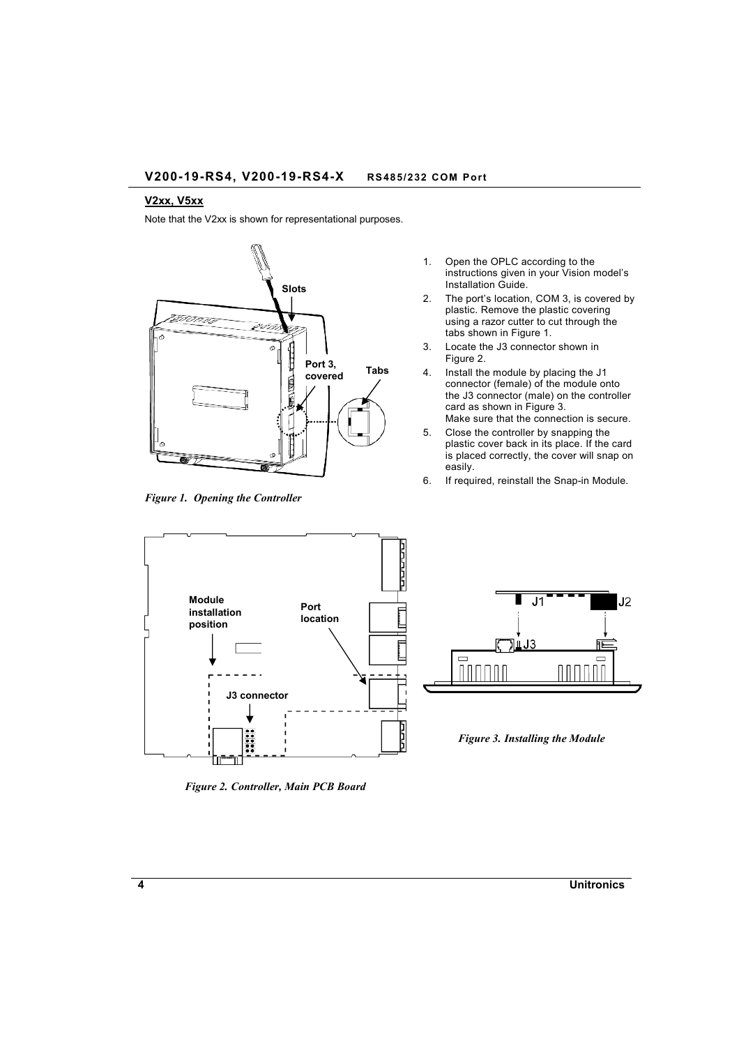## V2xx, V5xx

Note that the V2xx is shown for representational purposes.

Slots

Port 3, covered

Tabs

*Figure 1. Opening the Controller*

1. Open the OPLC according to the instructions given in your Vision model's Installation Guide.
2. The port's location, COM 3, is covered by plastic. Remove the plastic covering using a razor cutter to cut through the tabs shown in Figure 1.
3. Locate the J3 connector shown in Figure 2.
4. Install the module by placing the J1 connector (female) of the module onto the J3 connector (male) on the controller card as shown in Figure 3.
   Make sure that the connection is secure.
5. Close the controller by snapping the plastic cover back in its place. If the card is placed correctly, the cover will snap on easily.
6. If required, reinstall the Snap-in Module.

Module installation position

Port location

J3 connector

*Figure 2. Controller, Main PCB Board*

J1 J2

J3

*Figure 3. Installing the Module*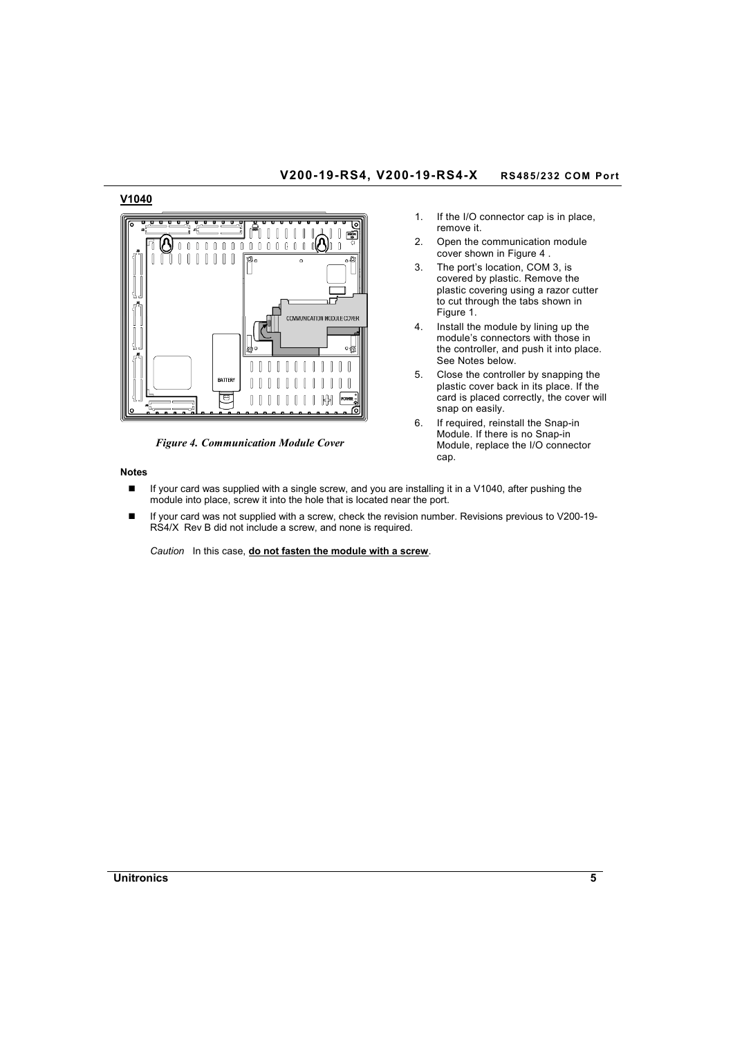## V1040

*Figure 4. Communication Module Cover*

1. If the I/O connector cap is in place, remove it.
2. Open the communication module cover shown in Figure 4 .
3. The port's location, COM 3, is covered by plastic. Remove the plastic covering using a razor cutter to cut through the tabs shown in Figure 1.
4. Install the module by lining up the module's connectors with those in the controller, and push it into place. See Notes below.
5. Close the controller by snapping the plastic cover back in its place. If the card is placed correctly, the cover will snap on easily.
6. If required, reinstall the Snap-in Module. If there is no Snap-in Module, replace the I/O connector cap.

**Notes**

- If your card was supplied with a single screw, and you are installing it in a V1040, after pushing the module into place, screw it into the hole that is located near the port.
- If your card was not supplied with a screw, check the revision number. Revisions previous to V200-19-RS4/X Rev B did not include a screw, and none is required.

  *Caution* In this case, **do not fasten the module with a screw**.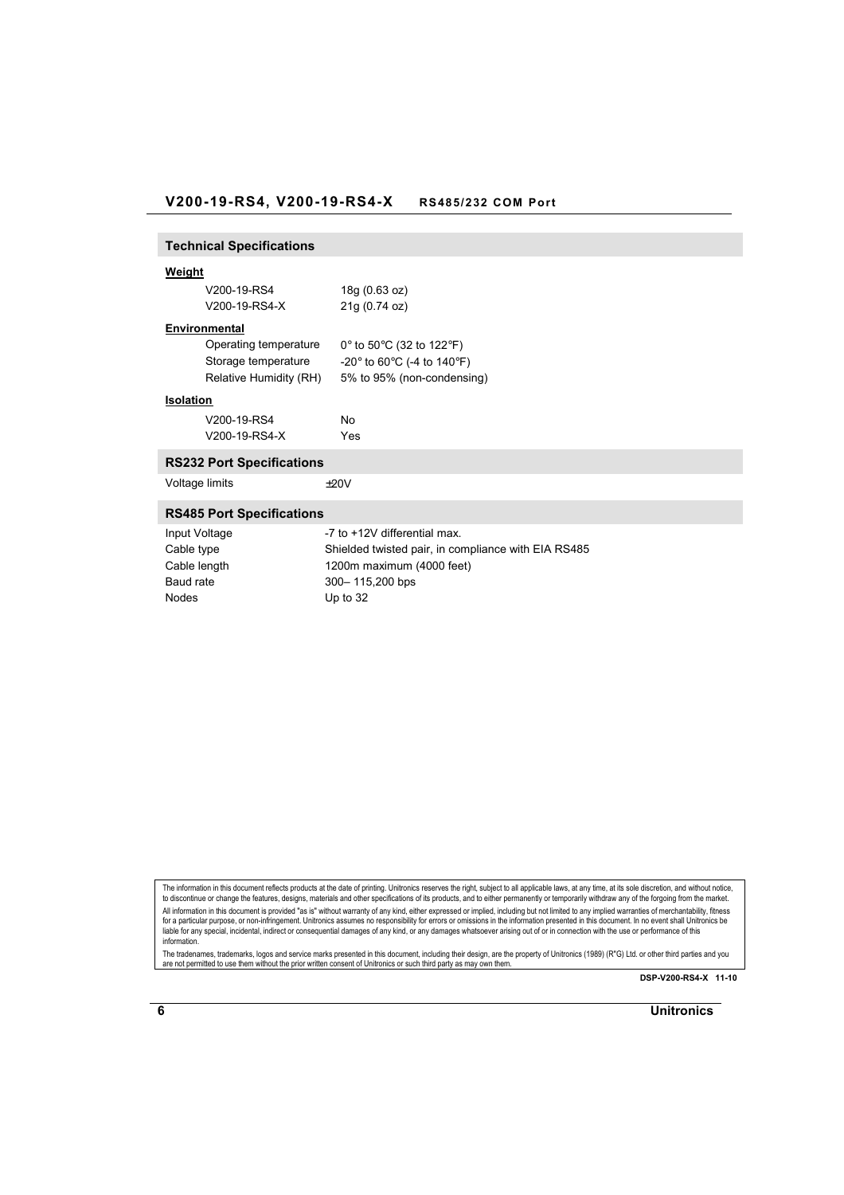## Technical Specifications

**Weight**

| | |
|---|---|
| V200-19-RS4 | 18g (0.63 oz) |
| V200-19-RS4-X | 21g (0.74 oz) |

**Environmental**

| | |
|---|---|
| Operating temperature | 0° to 50°C (32 to 122°F) |
| Storage temperature | -20° to 60°C (-4 to 140°F) |
| Relative Humidity (RH) | 5% to 95% (non-condensing) |

**Isolation**

| | |
|---|---|
| V200-19-RS4 | No |
| V200-19-RS4-X | Yes |

## RS232 Port Specifications

| | |
|---|---|
| Voltage limits | ±20V |

## RS485 Port Specifications

| | |
|---|---|
| Input Voltage | -7 to +12V differential max. |
| Cable type | Shielded twisted pair, in compliance with EIA RS485 |
| Cable length | 1200m maximum (4000 feet) |
| Baud rate | 300– 115,200 bps |
| Nodes | Up to 32 |

The information in this document reflects products at the date of printing. Unitronics reserves the right, subject to all applicable laws, at any time, at its sole discretion, and without notice, to discontinue or change the features, designs, materials and other specifications of its products, and to either permanently or temporarily withdraw any of the forgoing from the market.

All information in this document is provided "as is" without warranty of any kind, either expressed or implied, including but not limited to any implied warranties of merchantability, fitness for a particular purpose, or non-infringement. Unitronics assumes no responsibility for errors or omissions in the information presented in this document. In no event shall Unitronics be liable for any special, incidental, indirect or consequential damages of any kind, or any damages whatsoever arising out of or in connection with the use or performance of this information.

The tradenames, trademarks, logos and service marks presented in this document, including their design, are the property of Unitronics (1989) (R"G) Ltd. or other third parties and you are not permitted to use them without the prior written consent of Unitronics or such third party as may own them.

DSP-V200-RS4-X 11-10